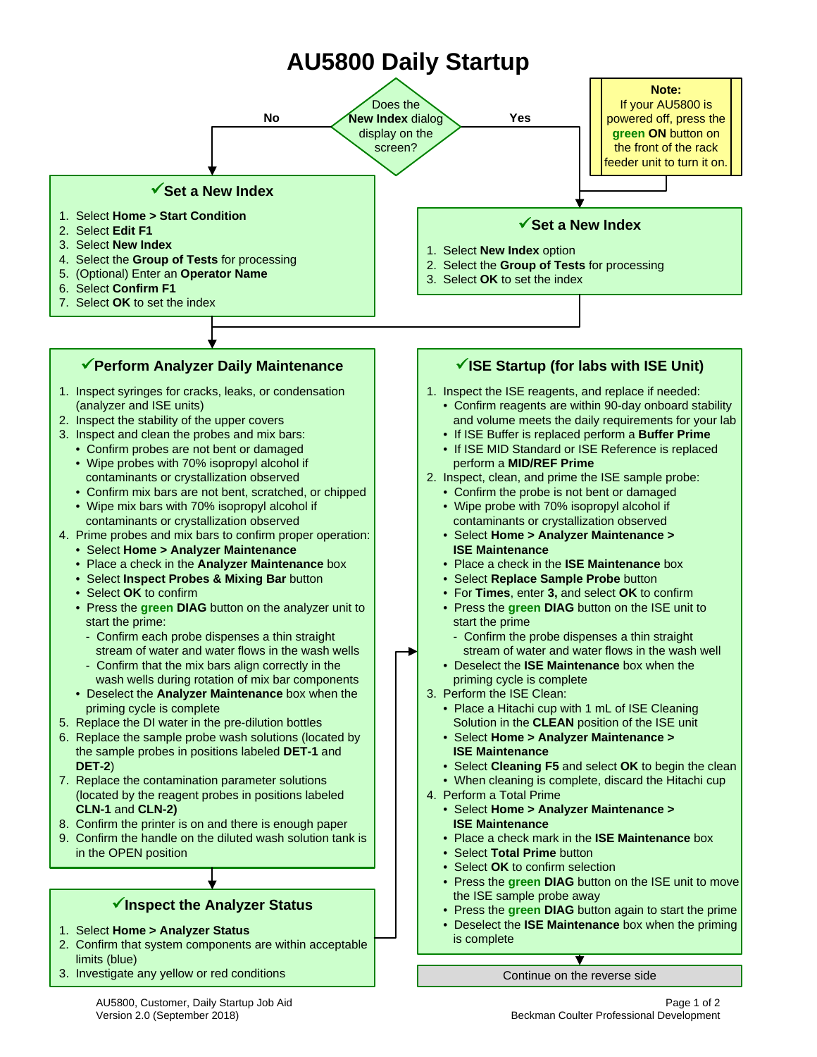# AU5800 Daily Startup

**Note:** If your AU5800 is powered off, press the **green ON** button on the front of the rack feeder unit to turn it on.

**Does the New Index dialog display on the screen?**

**No:**

## ✓Set a New Index

1. Select **Home > Start Condition**
2. Select **Edit F1**
3. Select **New Index**
4. Select the **Group of Tests** for processing
5. (Optional) Enter an **Operator Name**
6. Select **Confirm F1**
7. Select **OK** to set the index

**Yes:**

## ✓Set a New Index

1. Select **New Index** option
2. Select the **Group of Tests** for processing
3. Select **OK** to set the index

## ✓Perform Analyzer Daily Maintenance

1. Inspect syringes for cracks, leaks, or condensation (analyzer and ISE units)
2. Inspect the stability of the upper covers
3. Inspect and clean the probes and mix bars:
   - Confirm probes are not bent or damaged
   - Wipe probes with 70% isopropyl alcohol if contaminants or crystallization observed
   - Confirm mix bars are not bent, scratched, or chipped
   - Wipe mix bars with 70% isopropyl alcohol if contaminants or crystallization observed
4. Prime probes and mix bars to confirm proper operation:
   - Select **Home > Analyzer Maintenance**
   - Place a check in the **Analyzer Maintenance** box
   - Select **Inspect Probes & Mixing Bar** button
   - Select **OK** to confirm
   - Press the **green DIAG** button on the analyzer unit to start the prime:
     - Confirm each probe dispenses a thin straight stream of water and water flows in the wash wells
     - Confirm that the mix bars align correctly in the wash wells during rotation of mix bar components
   - Deselect the **Analyzer Maintenance** box when the priming cycle is complete
5. Replace the DI water in the pre-dilution bottles
6. Replace the sample probe wash solutions (located by the sample probes in positions labeled **DET-1** and **DET-2**)
7. Replace the contamination parameter solutions (located by the reagent probes in positions labeled **CLN-1** and **CLN-2)**
8. Confirm the printer is on and there is enough paper
9. Confirm the handle on the diluted wash solution tank is in the OPEN position

## ✓Inspect the Analyzer Status

1. Select **Home > Analyzer Status**
2. Confirm that system components are within acceptable limits (blue)
3. Investigate any yellow or red conditions

## ✓ISE Startup (for labs with ISE Unit)

1. Inspect the ISE reagents, and replace if needed:
   - Confirm reagents are within 90-day onboard stability and volume meets the daily requirements for your lab
   - If ISE Buffer is replaced perform a **Buffer Prime**
   - If ISE MID Standard or ISE Reference is replaced perform a **MID/REF Prime**
2. Inspect, clean, and prime the ISE sample probe:
   - Confirm the probe is not bent or damaged
   - Wipe probe with 70% isopropyl alcohol if contaminants or crystallization observed
   - Select **Home > Analyzer Maintenance > ISE Maintenance**
   - Place a check in the **ISE Maintenance** box
   - Select **Replace Sample Probe** button
   - For **Times**, enter **3,** and select **OK** to confirm
   - Press the **green DIAG** button on the ISE unit to start the prime
     - Confirm the probe dispenses a thin straight stream of water and water flows in the wash well
   - Deselect the **ISE Maintenance** box when the priming cycle is complete
3. Perform the ISE Clean:
   - Place a Hitachi cup with 1 mL of ISE Cleaning Solution in the **CLEAN** position of the ISE unit
   - Select **Home > Analyzer Maintenance > ISE Maintenance**
   - Select **Cleaning F5** and select **OK** to begin the clean
   - When cleaning is complete, discard the Hitachi cup
4. Perform a Total Prime
   - Select **Home > Analyzer Maintenance > ISE Maintenance**
   - Place a check mark in the **ISE Maintenance** box
   - Select **Total Prime** button
   - Select **OK** to confirm selection
   - Press the **green DIAG** button on the ISE unit to move the ISE sample probe away
   - Press the **green DIAG** button again to start the prime
   - Deselect the **ISE Maintenance** box when the priming is complete

Continue on the reverse side

AU5800, Customer, Daily Startup Job Aid
Version 2.0 (September 2018)

Beckman Coulter Professional Development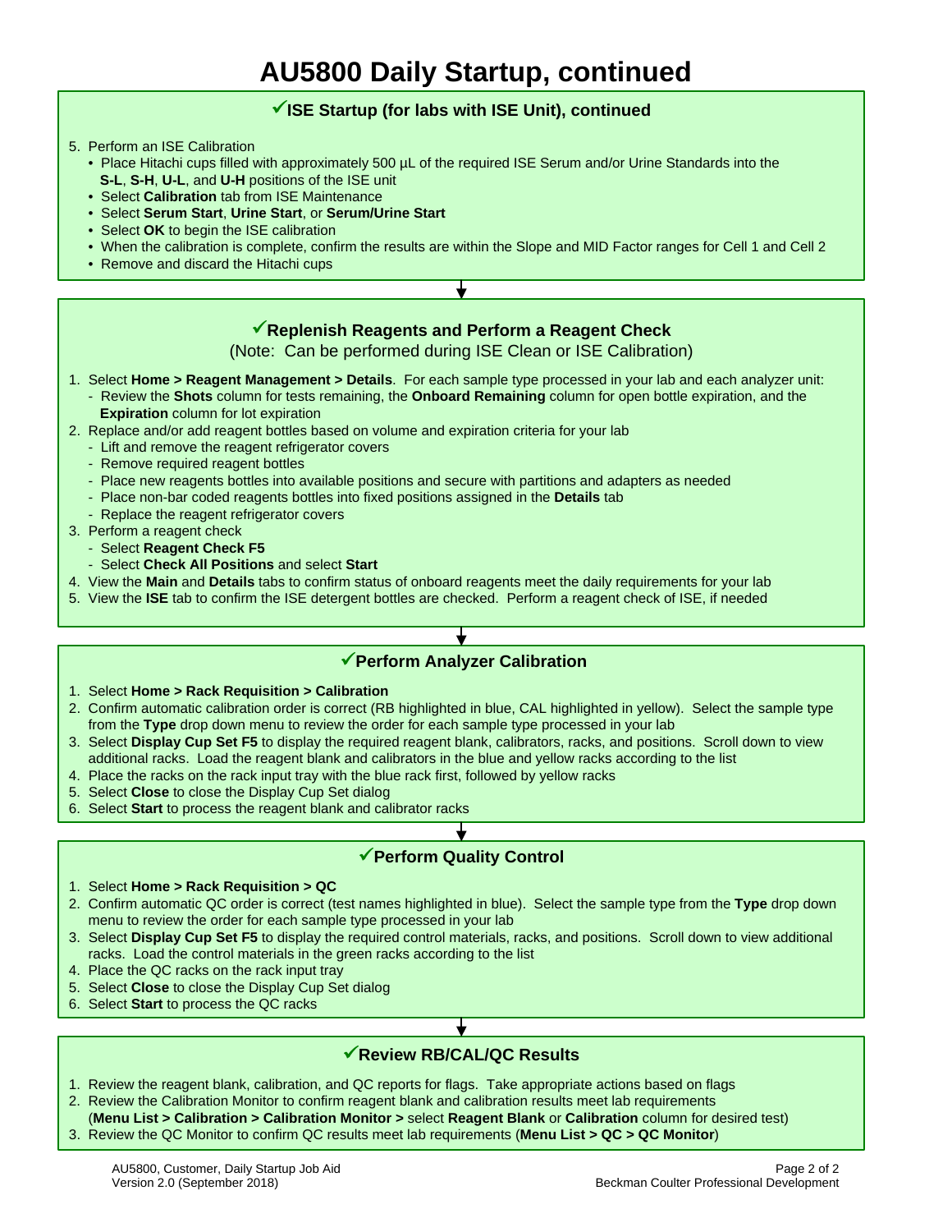# AU5800 Daily Startup, continued

## ✓ISE Startup (for labs with ISE Unit), continued

5. Perform an ISE Calibration
   - Place Hitachi cups filled with approximately 500 µL of the required ISE Serum and/or Urine Standards into the **S-L**, **S-H**, **U-L**, and **U-H** positions of the ISE unit
   - Select **Calibration** tab from ISE Maintenance
   - Select **Serum Start**, **Urine Start**, or **Serum/Urine Start**
   - Select **OK** to begin the ISE calibration
   - When the calibration is complete, confirm the results are within the Slope and MID Factor ranges for Cell 1 and Cell 2
   - Remove and discard the Hitachi cups

## ✓Replenish Reagents and Perform a Reagent Check

(Note: Can be performed during ISE Clean or ISE Calibration)

1. Select **Home > Reagent Management > Details**. For each sample type processed in your lab and each analyzer unit:
   - Review the **Shots** column for tests remaining, the **Onboard Remaining** column for open bottle expiration, and the **Expiration** column for lot expiration
2. Replace and/or add reagent bottles based on volume and expiration criteria for your lab
   - Lift and remove the reagent refrigerator covers
   - Remove required reagent bottles
   - Place new reagents bottles into available positions and secure with partitions and adapters as needed
   - Place non-bar coded reagents bottles into fixed positions assigned in the **Details** tab
   - Replace the reagent refrigerator covers
3. Perform a reagent check
   - Select **Reagent Check F5**
   - Select **Check All Positions** and select **Start**
4. View the **Main** and **Details** tabs to confirm status of onboard reagents meet the daily requirements for your lab
5. View the **ISE** tab to confirm the ISE detergent bottles are checked. Perform a reagent check of ISE, if needed

## ✓Perform Analyzer Calibration

1. Select **Home > Rack Requisition > Calibration**
2. Confirm automatic calibration order is correct (RB highlighted in blue, CAL highlighted in yellow). Select the sample type from the **Type** drop down menu to review the order for each sample type processed in your lab
3. Select **Display Cup Set F5** to display the required reagent blank, calibrators, racks, and positions. Scroll down to view additional racks. Load the reagent blank and calibrators in the blue and yellow racks according to the list
4. Place the racks on the rack input tray with the blue rack first, followed by yellow racks
5. Select **Close** to close the Display Cup Set dialog
6. Select **Start** to process the reagent blank and calibrator racks

## ✓Perform Quality Control

1. Select **Home > Rack Requisition > QC**
2. Confirm automatic QC order is correct (test names highlighted in blue). Select the sample type from the **Type** drop down menu to review the order for each sample type processed in your lab
3. Select **Display Cup Set F5** to display the required control materials, racks, and positions. Scroll down to view additional racks. Load the control materials in the green racks according to the list
4. Place the QC racks on the rack input tray
5. Select **Close** to close the Display Cup Set dialog
6. Select **Start** to process the QC racks

## ✓Review RB/CAL/QC Results

1. Review the reagent blank, calibration, and QC reports for flags. Take appropriate actions based on flags
2. Review the Calibration Monitor to confirm reagent blank and calibration results meet lab requirements (**Menu List > Calibration > Calibration Monitor >** select **Reagent Blank** or **Calibration** column for desired test)
3. Review the QC Monitor to confirm QC results meet lab requirements (**Menu List > QC > QC Monitor**)

AU5800, Customer, Daily Startup Job Aid
Version 2.0 (September 2018)

Beckman Coulter Professional Development